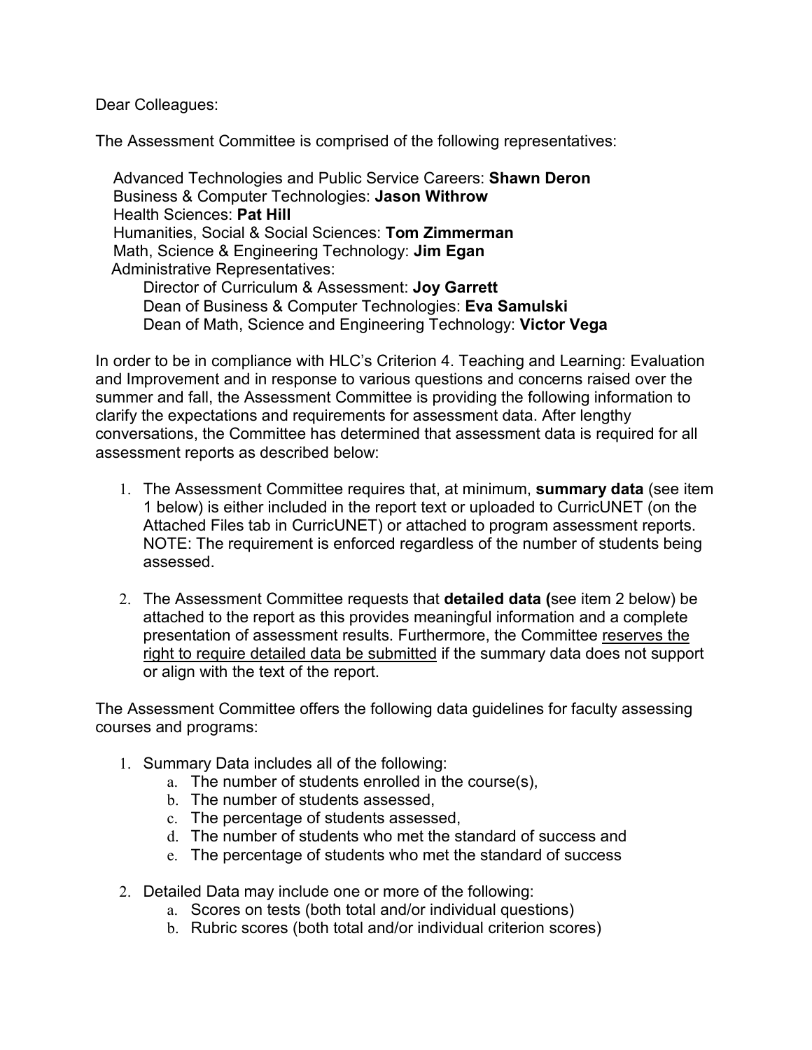Dear Colleagues:

The Assessment Committee is comprised of the following representatives:

Advanced Technologies and Public Service Careers: **Shawn Deron**
Business & Computer Technologies: **Jason Withrow**
Health Sciences: **Pat Hill**
Humanities, Social & Social Sciences: **Tom Zimmerman**
Math, Science & Engineering Technology: **Jim Egan**
Administrative Representatives:
  Director of Curriculum & Assessment: **Joy Garrett**
  Dean of Business & Computer Technologies: **Eva Samulski**
  Dean of Math, Science and Engineering Technology: **Victor Vega**

In order to be in compliance with HLC's Criterion 4. Teaching and Learning: Evaluation and Improvement and in response to various questions and concerns raised over the summer and fall, the Assessment Committee is providing the following information to clarify the expectations and requirements for assessment data. After lengthy conversations, the Committee has determined that assessment data is required for all assessment reports as described below:

1. The Assessment Committee requires that, at minimum, **summary data** (see item 1 below) is either included in the report text or uploaded to CurricUNET (on the Attached Files tab in CurricUNET) or attached to program assessment reports. NOTE: The requirement is enforced regardless of the number of students being assessed.

2. The Assessment Committee requests that **detailed data (**see item 2 below) be attached to the report as this provides meaningful information and a complete presentation of assessment results. Furthermore, the Committee <u>reserves the right to require detailed data be submitted</u> if the summary data does not support or align with the text of the report.

The Assessment Committee offers the following data guidelines for faculty assessing courses and programs:

1. Summary Data includes all of the following:
   a. The number of students enrolled in the course(s),
   b. The number of students assessed,
   c. The percentage of students assessed,
   d. The number of students who met the standard of success and
   e. The percentage of students who met the standard of success

2. Detailed Data may include one or more of the following:
   a. Scores on tests (both total and/or individual questions)
   b. Rubric scores (both total and/or individual criterion scores)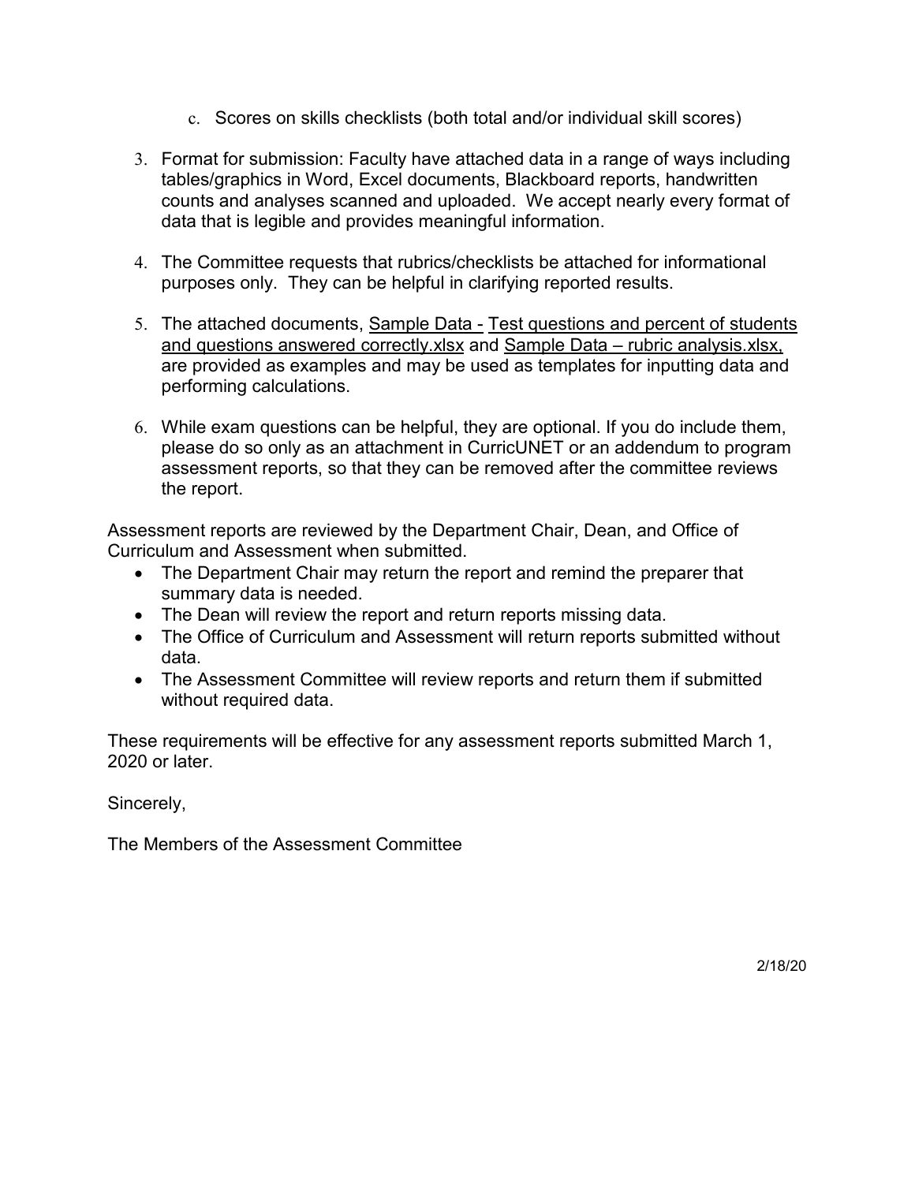c. Scores on skills checklists (both total and/or individual skill scores)

3. Format for submission: Faculty have attached data in a range of ways including tables/graphics in Word, Excel documents, Blackboard reports, handwritten counts and analyses scanned and uploaded. We accept nearly every format of data that is legible and provides meaningful information.

4. The Committee requests that rubrics/checklists be attached for informational purposes only. They can be helpful in clarifying reported results.

5. The attached documents, Sample Data - Test questions and percent of students and questions answered correctly.xlsx and Sample Data – rubric analysis.xlsx, are provided as examples and may be used as templates for inputting data and performing calculations.

6. While exam questions can be helpful, they are optional. If you do include them, please do so only as an attachment in CurricUNET or an addendum to program assessment reports, so that they can be removed after the committee reviews the report.

Assessment reports are reviewed by the Department Chair, Dean, and Office of Curriculum and Assessment when submitted.

- The Department Chair may return the report and remind the preparer that summary data is needed.
- The Dean will review the report and return reports missing data.
- The Office of Curriculum and Assessment will return reports submitted without data.
- The Assessment Committee will review reports and return them if submitted without required data.

These requirements will be effective for any assessment reports submitted March 1, 2020 or later.

Sincerely,

The Members of the Assessment Committee

2/18/20